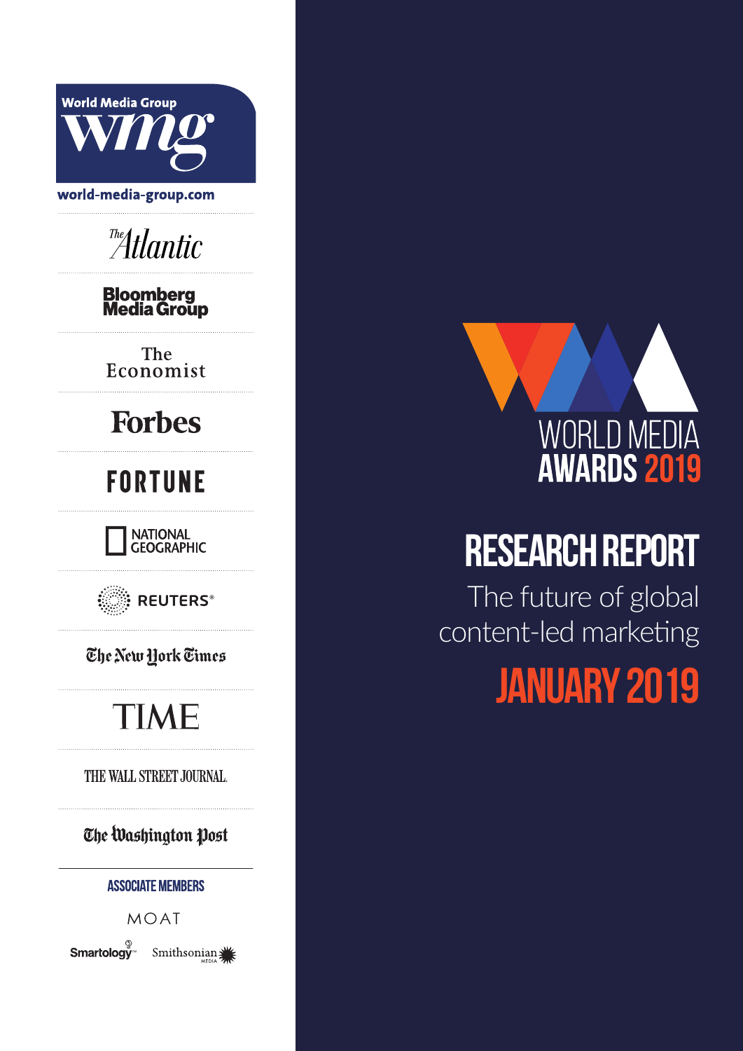World Media Group

wmg

world-media-group.com

The Atlantic

Bloomberg Media Group

The Economist

Forbes

FORTUNE

NATIONAL GEOGRAPHIC

REUTERS

The New York Times

TIME

THE WALL STREET JOURNAL.

The Washington Post

ASSOCIATE MEMBERS

MOAT

Smartology

Smithsonian MEDIA

WORLD MEDIA AWARDS 2019

# RESEARCH REPORT

## The future of global content-led marketing

## JANUARY 2019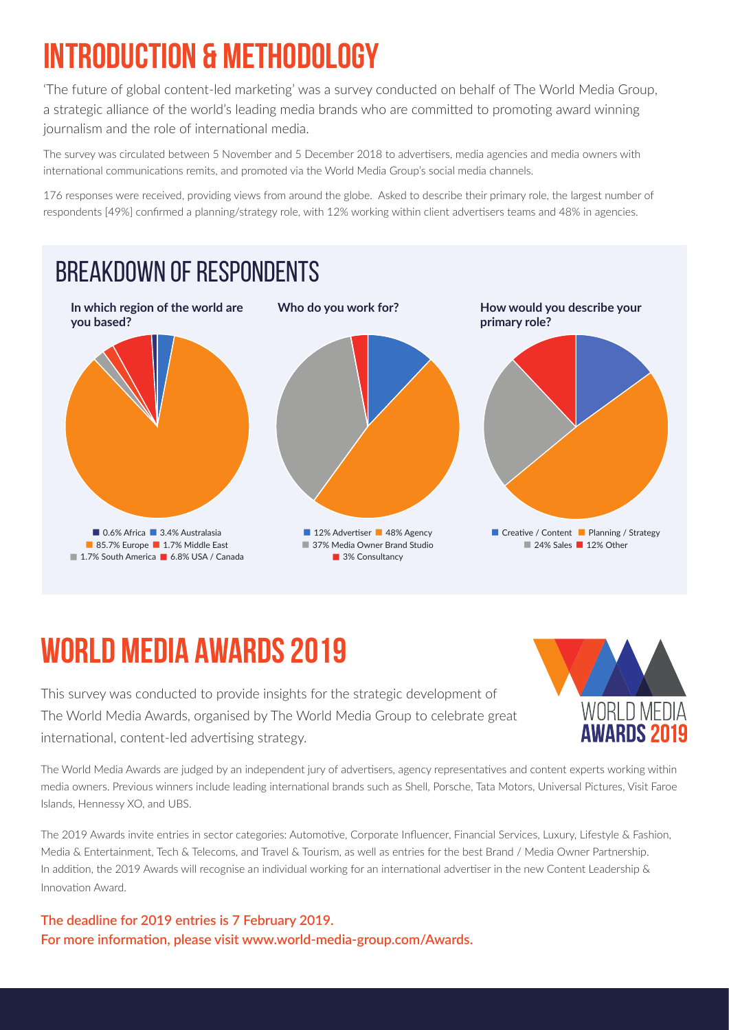# INTRODUCTION & METHODOLOGY

'The future of global content-led marketing' was a survey conducted on behalf of The World Media Group, a strategic alliance of the world's leading media brands who are committed to promoting award winning journalism and the role of international media.

The survey was circulated between 5 November and 5 December 2018 to advertisers, media agencies and media owners with international communications remits, and promoted via the World Media Group's social media channels.

176 responses were received, providing views from around the globe. Asked to describe their primary role, the largest number of respondents [49%] confirmed a planning/strategy role, with 12% working within client advertisers teams and 48% in agencies.

## BREAKDOWN OF RESPONDENTS

**In which region of the world are you based?**

0.6% Africa, 3.4% Australasia, 85.7% Europe, 1.7% Middle East, 1.7% South America, 6.8% USA / Canada

**Who do you work for?**

12% Advertiser, 48% Agency, 37% Media Owner Brand Studio, 3% Consultancy

**How would you describe your primary role?**

Creative / Content, Planning / Strategy, 24% Sales, 12% Other

# WORLD MEDIA AWARDS 2019

This survey was conducted to provide insights for the strategic development of The World Media Awards, organised by The World Media Group to celebrate great international, content-led advertising strategy.

WORLD MEDIA **AWARDS 2019**

The World Media Awards are judged by an independent jury of advertisers, agency representatives and content experts working within media owners. Previous winners include leading international brands such as Shell, Porsche, Tata Motors, Universal Pictures, Visit Faroe Islands, Hennessy XO, and UBS.

The 2019 Awards invite entries in sector categories: Automotive, Corporate Influencer, Financial Services, Luxury, Lifestyle & Fashion, Media & Entertainment, Tech & Telecoms, and Travel & Tourism, as well as entries for the best Brand / Media Owner Partnership. In addition, the 2019 Awards will recognise an individual working for an international advertiser in the new Content Leadership & Innovation Award.

**The deadline for 2019 entries is 7 February 2019.**
**For more information, please visit www.world-media-group.com/Awards.**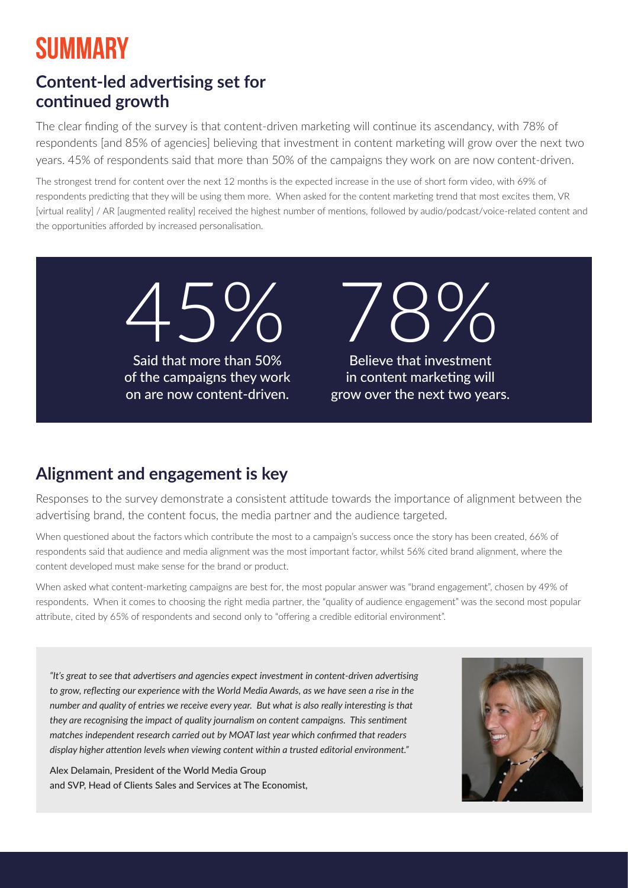# SUMMARY

## Content-led advertising set for continued growth

The clear finding of the survey is that content-driven marketing will continue its ascendancy, with 78% of respondents [and 85% of agencies] believing that investment in content marketing will grow over the next two years. 45% of respondents said that more than 50% of the campaigns they work on are now content-driven.

The strongest trend for content over the next 12 months is the expected increase in the use of short form video, with 69% of respondents predicting that they will be using them more. When asked for the content marketing trend that most excites them, VR [virtual reality] / AR [augmented reality] received the highest number of mentions, followed by audio/podcast/voice-related content and the opportunities afforded by increased personalisation.

**45%**
Said that more than 50% of the campaigns they work on are now content-driven.

**78%**
Believe that investment in content marketing will grow over the next two years.

## Alignment and engagement is key

Responses to the survey demonstrate a consistent attitude towards the importance of alignment between the advertising brand, the content focus, the media partner and the audience targeted.

When questioned about the factors which contribute the most to a campaign's success once the story has been created, 66% of respondents said that audience and media alignment was the most important factor, whilst 56% cited brand alignment, where the content developed must make sense for the brand or product.

When asked what content-marketing campaigns are best for, the most popular answer was "brand engagement", chosen by 49% of respondents. When it comes to choosing the right media partner, the "quality of audience engagement" was the second most popular attribute, cited by 65% of respondents and second only to "offering a credible editorial environment".

*"It's great to see that advertisers and agencies expect investment in content-driven advertising to grow, reflecting our experience with the World Media Awards, as we have seen a rise in the number and quality of entries we receive every year. But what is also really interesting is that they are recognising the impact of quality journalism on content campaigns. This sentiment matches independent research carried out by MOAT last year which confirmed that readers display higher attention levels when viewing content within a trusted editorial environment."*

Alex Delamain, President of the World Media Group
and SVP, Head of Clients Sales and Services at The Economist,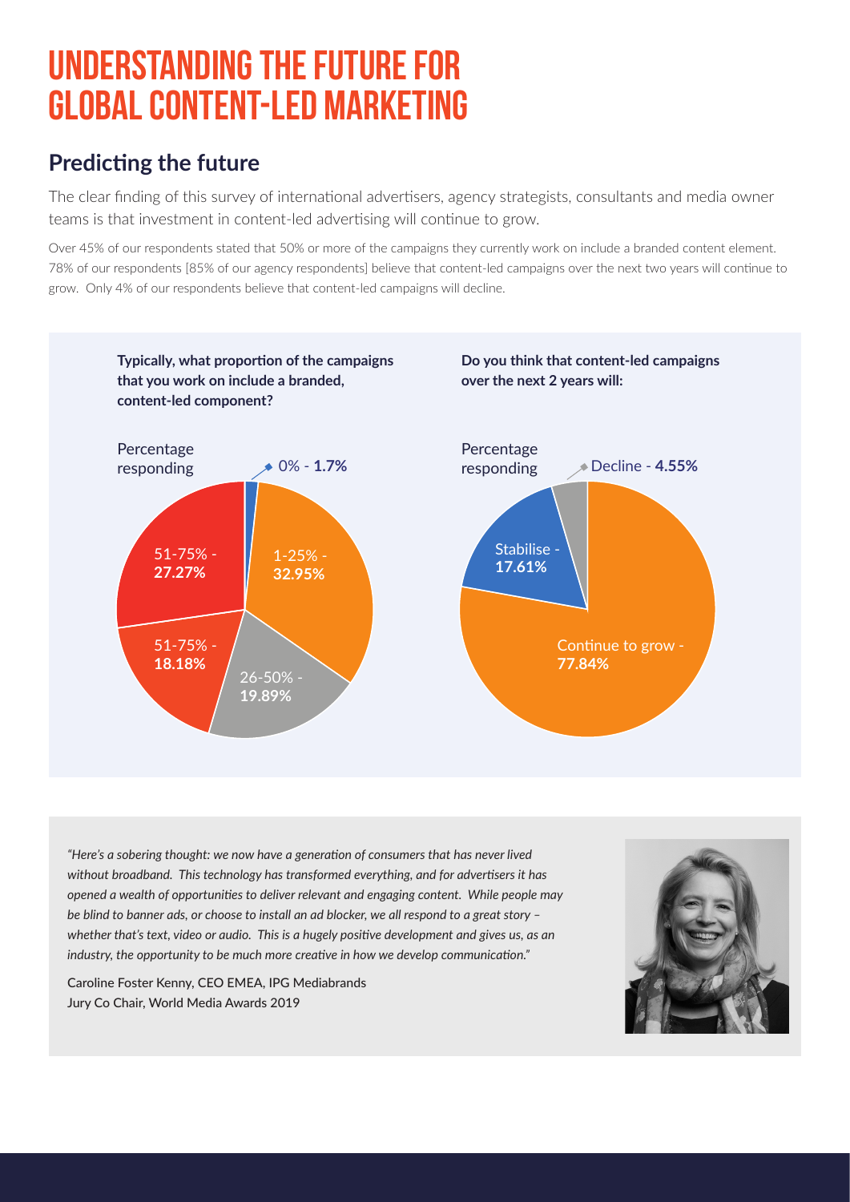# UNDERSTANDING THE FUTURE FOR GLOBAL CONTENT-LED MARKETING

## Predicting the future

The clear finding of this survey of international advertisers, agency strategists, consultants and media owner teams is that investment in content-led advertising will continue to grow.

Over 45% of our respondents stated that 50% or more of the campaigns they currently work on include a branded content element. 78% of our respondents [85% of our agency respondents] believe that content-led campaigns over the next two years will continue to grow. Only 4% of our respondents believe that content-led campaigns will decline.

**Typically, what proportion of the campaigns that you work on include a branded, content-led component?**

Percentage responding

- 0% - **1.7%**
- 1-25% - **32.95%**
- 26-50% - **19.89%**
- 51-75% - **18.18%**
- 51-75% - **27.27%**

**Do you think that content-led campaigns over the next 2 years will:**

Percentage responding

- Decline - **4.55%**
- Stabilise - **17.61%**
- Continue to grow - **77.84%**

*"Here's a sobering thought: we now have a generation of consumers that has never lived without broadband. This technology has transformed everything, and for advertisers it has opened a wealth of opportunities to deliver relevant and engaging content. While people may be blind to banner ads, or choose to install an ad blocker, we all respond to a great story – whether that's text, video or audio. This is a hugely positive development and gives us, as an industry, the opportunity to be much more creative in how we develop communication."*

Caroline Foster Kenny, CEO EMEA, IPG Mediabrands
Jury Co Chair, World Media Awards 2019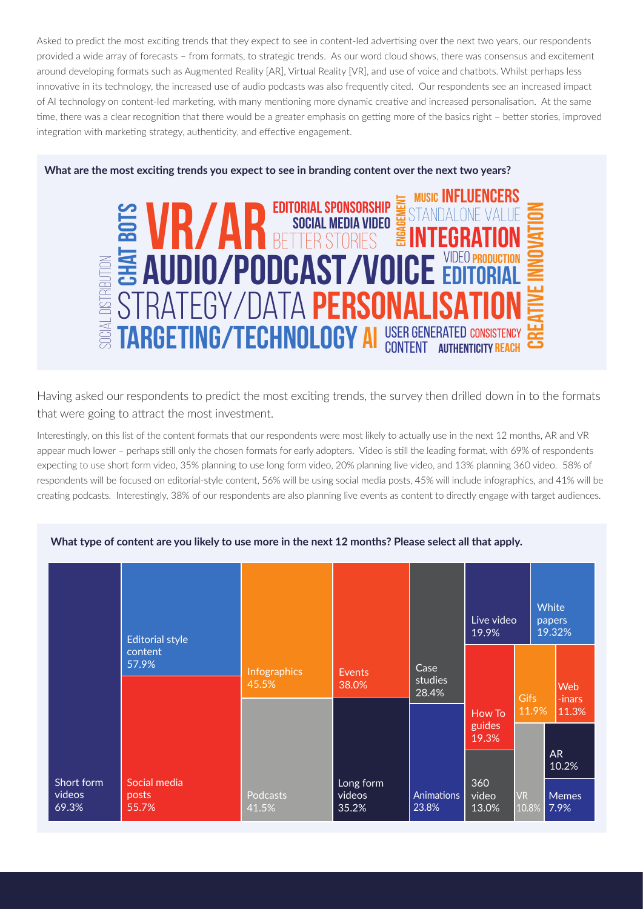Asked to predict the most exciting trends that they expect to see in content-led advertising over the next two years, our respondents provided a wide array of forecasts – from formats, to strategic trends. As our word cloud shows, there was consensus and excitement around developing formats such as Augmented Reality [AR], Virtual Reality [VR], and use of voice and chatbots. Whilst perhaps less innovative in its technology, the increased use of audio podcasts was also frequently cited. Our respondents see an increased impact of AI technology on content-led marketing, with many mentioning more dynamic creative and increased personalisation. At the same time, there was a clear recognition that there would be a greater emphasis on getting more of the basics right – better stories, improved integration with marketing strategy, authenticity, and effective engagement.

**What are the most exciting trends you expect to see in branding content over the next two years?**

SOCIAL DISTRIBUTION, CHAT BOTS, VR/AR, EDITORIAL SPONSORSHIP, SOCIAL MEDIA VIDEO, BETTER STORIES, ENGAGEMENT, MUSIC, INFLUENCERS, STANDALONE VALUE, INTEGRATION, AUDIO/PODCAST/VOICE, VIDEO PRODUCTION, EDITORIAL, STRATEGY/DATA, PERSONALISATION, TARGETING/TECHNOLOGY, AI, USER GENERATED CONTENT, CONSISTENCY, AUTHENTICITY, REACH, CREATIVE INNOVATION

Having asked our respondents to predict the most exciting trends, the survey then drilled down in to the formats that were going to attract the most investment.

Interestingly, on this list of the content formats that our respondents were most likely to actually use in the next 12 months, AR and VR appear much lower – perhaps still only the chosen formats for early adopters. Video is still the leading format, with 69% of respondents expecting to use short form video, 35% planning to use long form video, 20% planning live video, and 13% planning 360 video. 58% of respondents will be focused on editorial-style content, 56% will be using social media posts, 45% will include infographics, and 41% will be creating podcasts. Interestingly, 38% of our respondents are also planning live events as content to directly engage with target audiences.

**What type of content are you likely to use more in the next 12 months? Please select all that apply.**

| Content type | % |
| --- | --- |
| Short form videos | 69.3% |
| Editorial style content | 57.9% |
| Social media posts | 55.7% |
| Infographics | 45.5% |
| Podcasts | 41.5% |
| Events | 38.0% |
| Long form videos | 35.2% |
| Case studies | 28.4% |
| Animations | 23.8% |
| Live video | 19.9% |
| White papers | 19.32% |
| How To guides | 19.3% |
| 360 video | 13.0% |
| Gifs | 11.9% |
| Web-inars | 11.3% |
| VR | 10.8% |
| AR | 10.2% |
| Memes | 7.9% |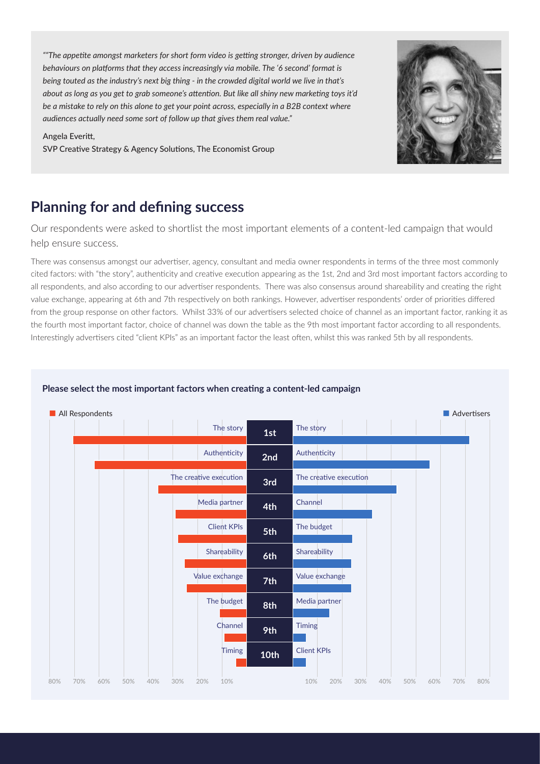*""The appetite amongst marketers for short form video is getting stronger, driven by audience behaviours on platforms that they access increasingly via mobile. The '6 second' format is being touted as the industry's next big thing - in the crowded digital world we live in that's about as long as you get to grab someone's attention. But like all shiny new marketing toys it'd be a mistake to rely on this alone to get your point across, especially in a B2B context where audiences actually need some sort of follow up that gives them real value."*

Angela Everitt,
SVP Creative Strategy & Agency Solutions, The Economist Group

## Planning for and defining success

Our respondents were asked to shortlist the most important elements of a content-led campaign that would help ensure success.

There was consensus amongst our advertiser, agency, consultant and media owner respondents in terms of the three most commonly cited factors: with "the story", authenticity and creative execution appearing as the 1st, 2nd and 3rd most important factors according to all respondents, and also according to our advertiser respondents. There was also consensus around shareability and creating the right value exchange, appearing at 6th and 7th respectively on both rankings. However, advertiser respondents' order of priorities differed from the group response on other factors. Whilst 33% of our advertisers selected choice of channel as an important factor, ranking it as the fourth most important factor, choice of channel was down the table as the 9th most important factor according to all respondents. Interestingly advertisers cited "client KPIs" as an important factor the least often, whilst this was ranked 5th by all respondents.

**Please select the most important factors when creating a content-led campaign**

| All Respondents | Rank | Advertisers |
|---|---|---|
| The story | 1st | The story |
| Authenticity | 2nd | Authenticity |
| The creative execution | 3rd | The creative execution |
| Media partner | 4th | Channel |
| Client KPIs | 5th | The budget |
| Shareability | 6th | Shareability |
| Value exchange | 7th | Value exchange |
| The budget | 8th | Media partner |
| Channel | 9th | Timing |
| Timing | 10th | Client KPIs |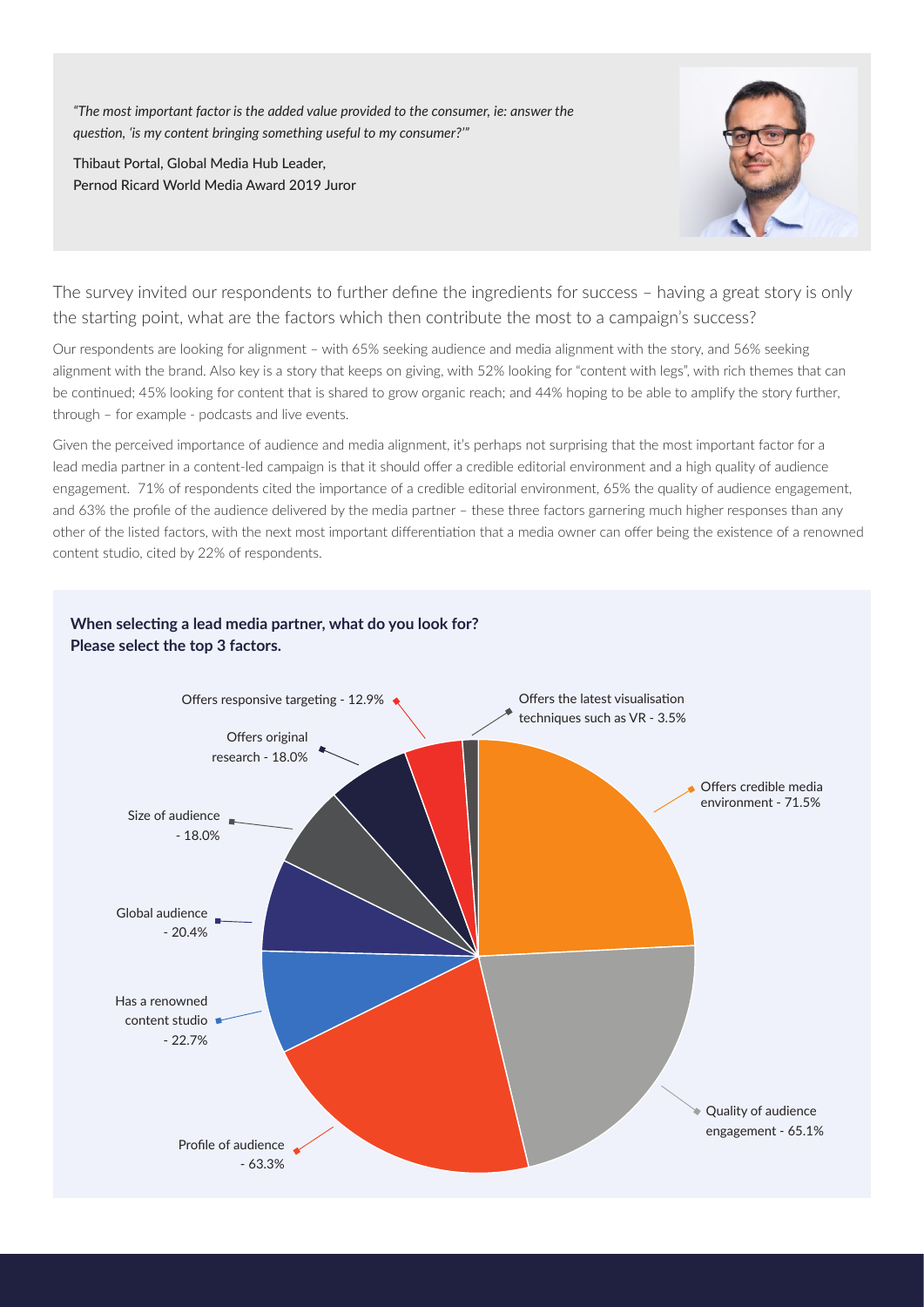> *"The most important factor is the added value provided to the consumer, ie: answer the question, 'is my content bringing something useful to my consumer?'"*
>
> Thibaut Portal, Global Media Hub Leader,
> Pernod Ricard World Media Award 2019 Juror

The survey invited our respondents to further define the ingredients for success – having a great story is only the starting point, what are the factors which then contribute the most to a campaign's success?

Our respondents are looking for alignment – with 65% seeking audience and media alignment with the story, and 56% seeking alignment with the brand. Also key is a story that keeps on giving, with 52% looking for "content with legs", with rich themes that can be continued; 45% looking for content that is shared to grow organic reach; and 44% hoping to be able to amplify the story further, through – for example - podcasts and live events.

Given the perceived importance of audience and media alignment, it's perhaps not surprising that the most important factor for a lead media partner in a content-led campaign is that it should offer a credible editorial environment and a high quality of audience engagement. 71% of respondents cited the importance of a credible editorial environment, 65% the quality of audience engagement, and 63% the profile of the audience delivered by the media partner – these three factors garnering much higher responses than any other of the listed factors, with the next most important differentiation that a media owner can offer being the existence of a renowned content studio, cited by 22% of respondents.

**When selecting a lead media partner, what do you look for? Please select the top 3 factors.**

| Factor | % |
|---|---|
| Offers credible media environment | 71.5% |
| Quality of audience engagement | 65.1% |
| Profile of audience | 63.3% |
| Has a renowned content studio | 22.7% |
| Global audience | 20.4% |
| Size of audience | 18.0% |
| Offers original research | 18.0% |
| Offers responsive targeting | 12.9% |
| Offers the latest visualisation techniques such as VR | 3.5% |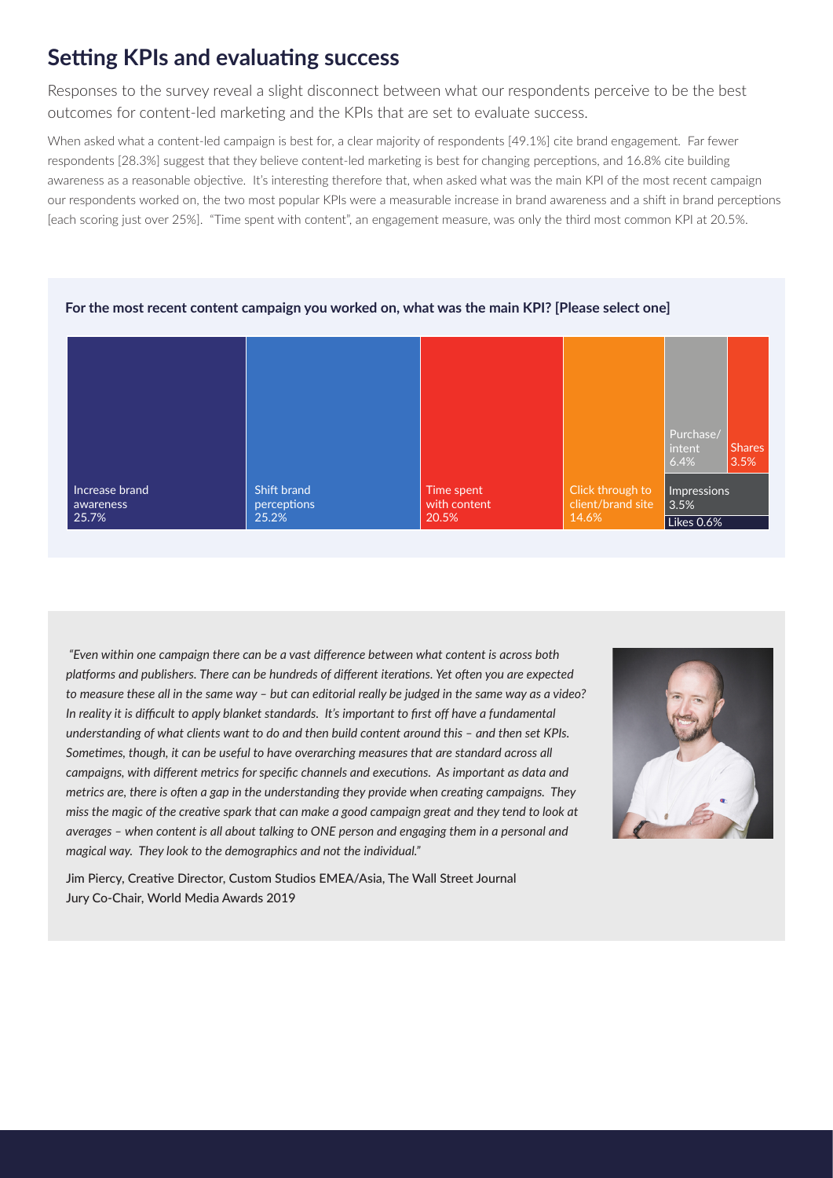## Setting KPIs and evaluating success

Responses to the survey reveal a slight disconnect between what our respondents perceive to be the best outcomes for content-led marketing and the KPIs that are set to evaluate success.

When asked what a content-led campaign is best for, a clear majority of respondents [49.1%] cite brand engagement. Far fewer respondents [28.3%] suggest that they believe content-led marketing is best for changing perceptions, and 16.8% cite building awareness as a reasonable objective. It's interesting therefore that, when asked what was the main KPI of the most recent campaign our respondents worked on, the two most popular KPIs were a measurable increase in brand awareness and a shift in brand perceptions [each scoring just over 25%]. "Time spent with content", an engagement measure, was only the third most common KPI at 20.5%.

**For the most recent content campaign you worked on, what was the main KPI? [Please select one]**

| KPI | % |
| --- | --- |
| Increase brand awareness | 25.7% |
| Shift brand perceptions | 25.2% |
| Time spent with content | 20.5% |
| Click through to client/brand site | 14.6% |
| Purchase/intent | 6.4% |
| Shares | 3.5% |
| Impressions | 3.5% |
| Likes | 0.6% |

*"Even within one campaign there can be a vast difference between what content is across both platforms and publishers. There can be hundreds of different iterations. Yet often you are expected to measure these all in the same way – but can editorial really be judged in the same way as a video? In reality it is difficult to apply blanket standards. It's important to first off have a fundamental understanding of what clients want to do and then build content around this – and then set KPIs. Sometimes, though, it can be useful to have overarching measures that are standard across all campaigns, with different metrics for specific channels and executions. As important as data and metrics are, there is often a gap in the understanding they provide when creating campaigns. They miss the magic of the creative spark that can make a good campaign great and they tend to look at averages – when content is all about talking to ONE person and engaging them in a personal and magical way. They look to the demographics and not the individual."*

Jim Piercy, Creative Director, Custom Studios EMEA/Asia, The Wall Street Journal
Jury Co-Chair, World Media Awards 2019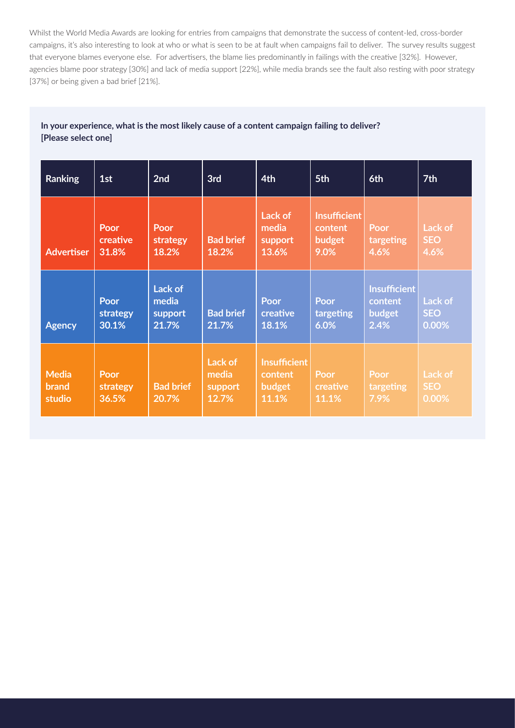Whilst the World Media Awards are looking for entries from campaigns that demonstrate the success of content-led, cross-border campaigns, it's also interesting to look at who or what is seen to be at fault when campaigns fail to deliver. The survey results suggest that everyone blames everyone else. For advertisers, the blame lies predominantly in failings with the creative [32%]. However, agencies blame poor strategy [30%] and lack of media support [22%], while media brands see the fault also resting with poor strategy [37%] or being given a bad brief [21%].

**In your experience, what is the most likely cause of a content campaign failing to deliver? [Please select one]**

| Ranking | 1st | 2nd | 3rd | 4th | 5th | 6th | 7th |
|---|---|---|---|---|---|---|---|
| Advertiser | Poor creative 31.8% | Poor strategy 18.2% | Bad brief 18.2% | Lack of media support 13.6% | Insufficient content budget 9.0% | Poor targeting 4.6% | Lack of SEO 4.6% |
| Agency | Poor strategy 30.1% | Lack of media support 21.7% | Bad brief 21.7% | Poor creative 18.1% | Poor targeting 6.0% | Insufficient content budget 2.4% | Lack of SEO 0.00% |
| Media brand studio | Poor strategy 36.5% | Bad brief 20.7% | Lack of media support 12.7% | Insufficient content budget 11.1% | Poor creative 11.1% | Poor targeting 7.9% | Lack of SEO 0.00% |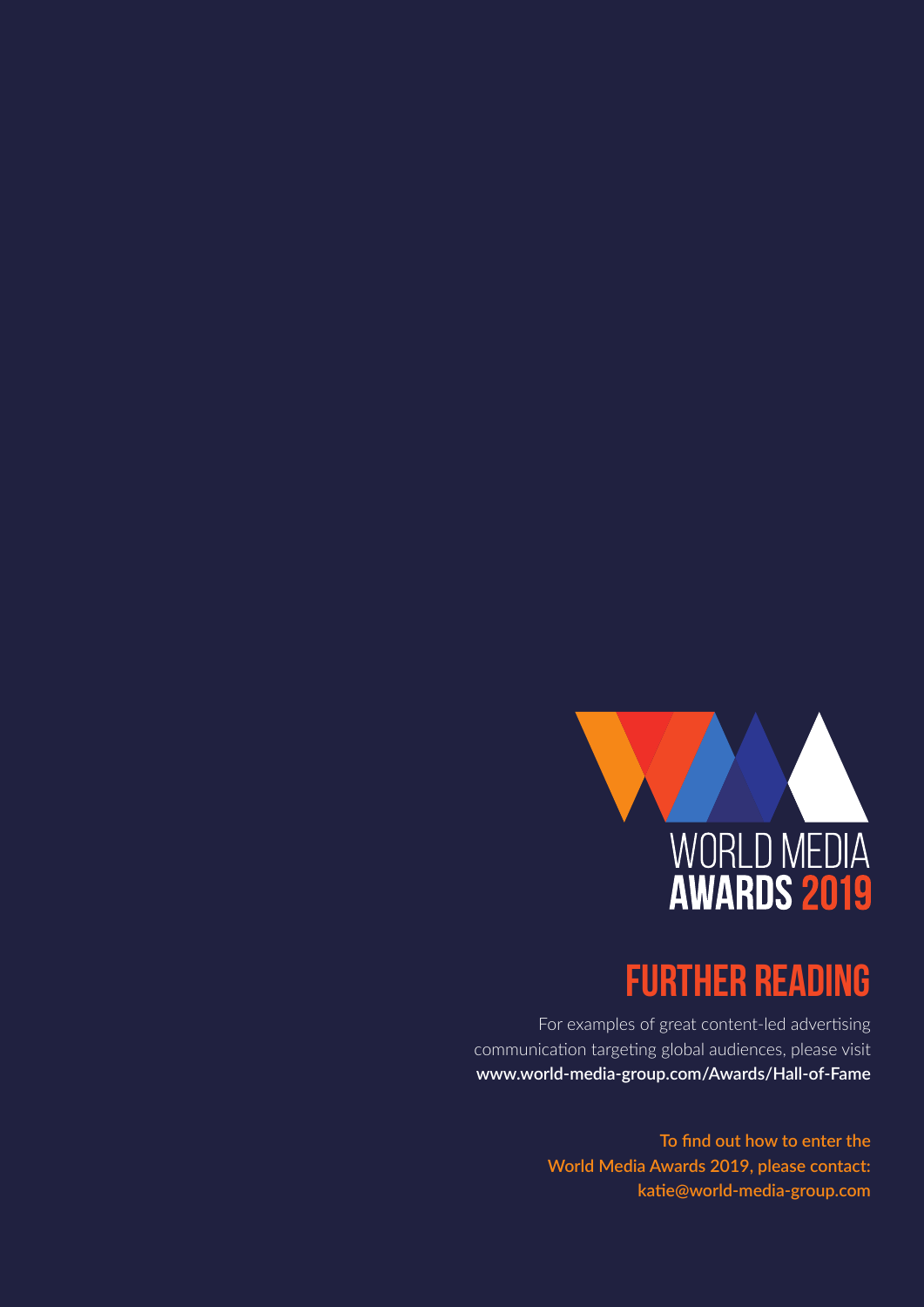WORLD MEDIA
**AWARDS 2019**

# FURTHER READING

For examples of great content-led advertising communication targeting global audiences, please visit **www.world-media-group.com/Awards/Hall-of-Fame**

**To find out how to enter the World Media Awards 2019, please contact: katie@world-media-group.com**